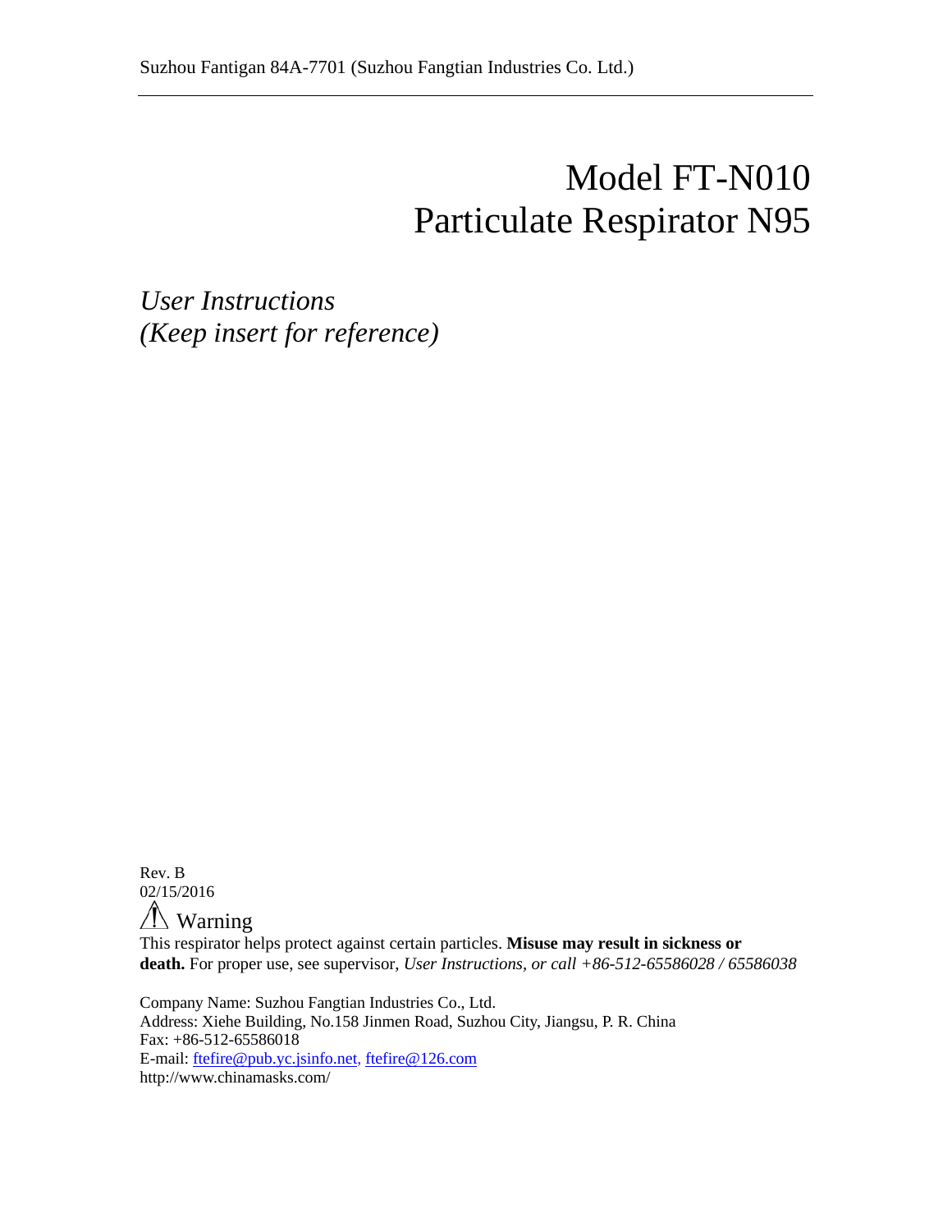Suzhou Fantigan 84A-7701 (Suzhou Fangtian Industries Co. Ltd.)

# Model FT-N010
# Particulate Respirator N95

*User Instructions*
*(Keep insert for reference)*

Rev. B
02/15/2016

## ⚠ Warning

This respirator helps protect against certain particles. **Misuse may result in sickness or death.** For proper use, see supervisor, *User Instructions, or call +86-512-65586028 / 65586038*

Company Name: Suzhou Fangtian Industries Co., Ltd.
Address: Xiehe Building, No.158 Jinmen Road, Suzhou City, Jiangsu, P. R. China
Fax: +86-512-65586018
E-mail: ftefire@pub.yc.jsinfo.net, ftefire@126.com
http://www.chinamasks.com/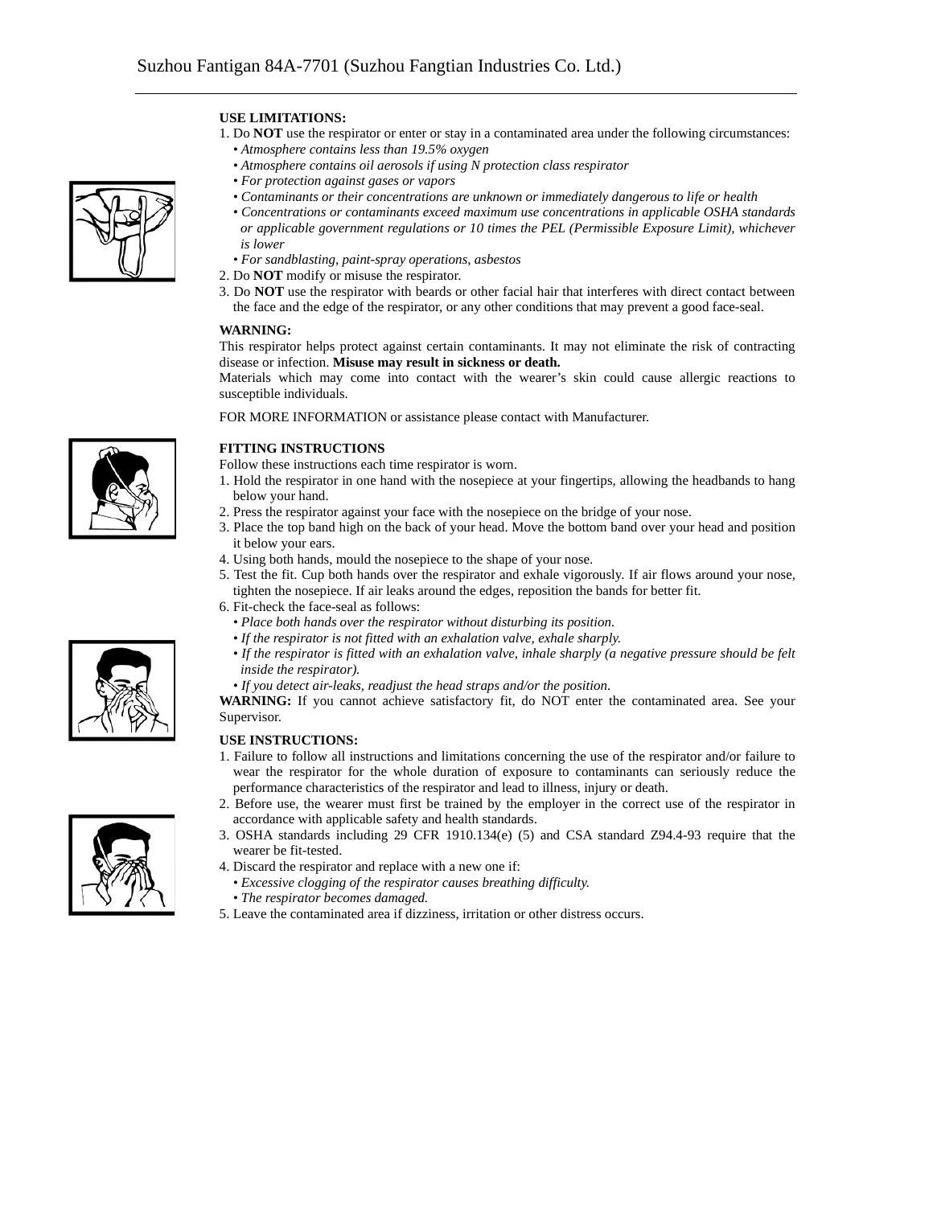**USE LIMITATIONS:**

1. Do **NOT** use the respirator or enter or stay in a contaminated area under the following circumstances:
   - *Atmosphere contains less than 19.5% oxygen*
   - *Atmosphere contains oil aerosols if using N protection class respirator*
   - *For protection against gases or vapors*
   - *Contaminants or their concentrations are unknown or immediately dangerous to life or health*
   - *Concentrations or contaminants exceed maximum use concentrations in applicable OSHA standards or applicable government regulations or 10 times the PEL (Permissible Exposure Limit), whichever is lower*
   - *For sandblasting, paint-spray operations, asbestos*
2. Do **NOT** modify or misuse the respirator.
3. Do **NOT** use the respirator with beards or other facial hair that interferes with direct contact between the face and the edge of the respirator, or any other conditions that may prevent a good face-seal.

**WARNING:**

This respirator helps protect against certain contaminants. It may not eliminate the risk of contracting disease or infection. **Misuse may result in sickness or death.**

Materials which may come into contact with the wearer's skin could cause allergic reactions to susceptible individuals.

FOR MORE INFORMATION or assistance please contact with Manufacturer.

**FITTING INSTRUCTIONS**

Follow these instructions each time respirator is worn.

1. Hold the respirator in one hand with the nosepiece at your fingertips, allowing the headbands to hang below your hand.
2. Press the respirator against your face with the nosepiece on the bridge of your nose.
3. Place the top band high on the back of your head. Move the bottom band over your head and position it below your ears.
4. Using both hands, mould the nosepiece to the shape of your nose.
5. Test the fit. Cup both hands over the respirator and exhale vigorously. If air flows around your nose, tighten the nosepiece. If air leaks around the edges, reposition the bands for better fit.
6. Fit-check the face-seal as follows:
   - *Place both hands over the respirator without disturbing its position.*
   - *If the respirator is not fitted with an exhalation valve, exhale sharply.*
   - *If the respirator is fitted with an exhalation valve, inhale sharply (a negative pressure should be felt inside the respirator).*
   - *If you detect air-leaks, readjust the head straps and/or the position.*

**WARNING:** If you cannot achieve satisfactory fit, do NOT enter the contaminated area. See your Supervisor.

**USE INSTRUCTIONS:**

1. Failure to follow all instructions and limitations concerning the use of the respirator and/or failure to wear the respirator for the whole duration of exposure to contaminants can seriously reduce the performance characteristics of the respirator and lead to illness, injury or death.
2. Before use, the wearer must first be trained by the employer in the correct use of the respirator in accordance with applicable safety and health standards.
3. OSHA standards including 29 CFR 1910.134(e) (5) and CSA standard Z94.4-93 require that the wearer be fit-tested.
4. Discard the respirator and replace with a new one if:
   - *Excessive clogging of the respirator causes breathing difficulty.*
   - *The respirator becomes damaged.*
5. Leave the contaminated area if dizziness, irritation or other distress occurs.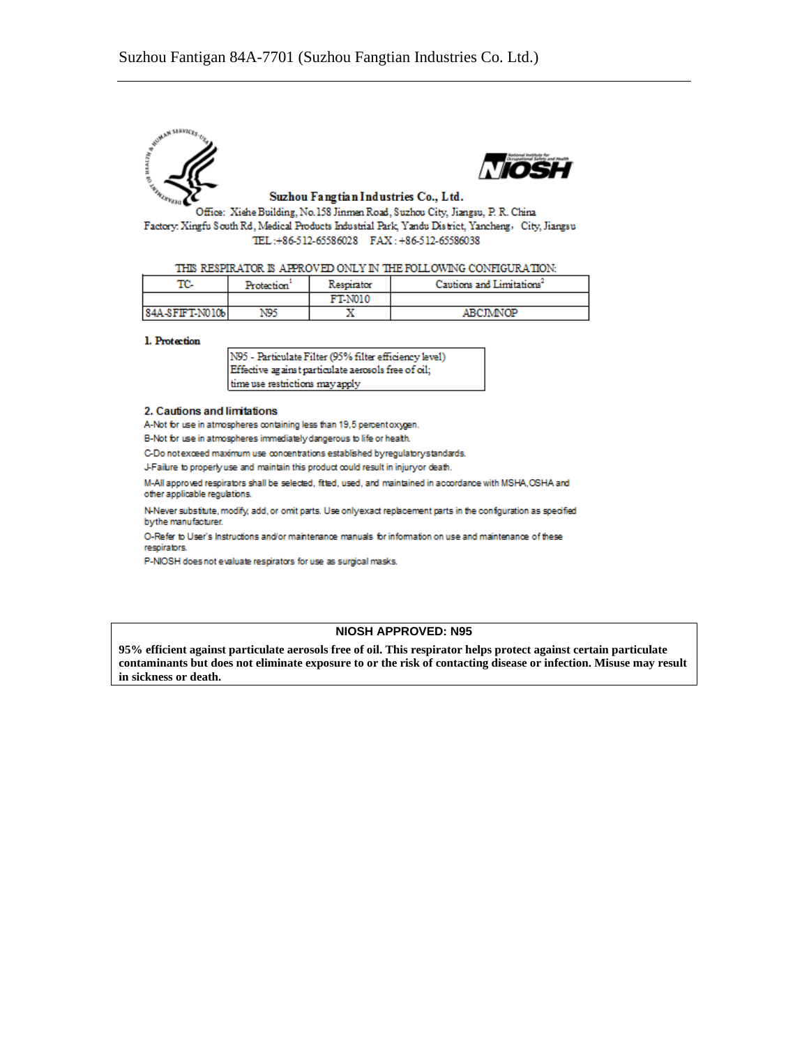Suzhou Fantigan 84A-7701 (Suzhou Fangtian Industries Co. Ltd.)

**Suzhou Fangtian Industries Co., Ltd.**

Office: Xiehe Building, No.158 Jinmen Road, Suzhou City, Jiangsu, P. R. China

Factory: Xingfu South Rd, Medical Products Industrial Park, Yandu District, Yancheng, City, Jiangsu

TEL:+86-512-65586028 FAX:+86-512-65586038

THIS RESPIRATOR IS APPROVED ONLY IN THE FOLLOWING CONFIGURATION:

| TC- | Protection[1] | Respirator | Cautions and Limitations[2] |
|---|---|---|---|
| | | FT-N010 | |
| 84A-SFIFT-N010b | N95 | X | ABCJMNOP |

**1. Protection**

N95 - Particulate Filter (95% filter efficiency level)
Effective against particulate aerosols free of oil;
time use restrictions may apply

**2. Cautions and limitations**

A-Not for use in atmospheres containing less than 19.5 percent oxygen.

B-Not for use in atmospheres immediately dangerous to life or health.

C-Do not exceed maximum use concentrations established by regulatory standards.

J-Failure to properly use and maintain this product could result in injury or death.

M-All approved respirators shall be selected, fitted, used, and maintained in accordance with MSHA, OSHA and other applicable regulations.

N-Never substitute, modify, add, or omit parts. Use only exact replacement parts in the configuration as specified by the manufacturer.

O-Refer to User's Instructions and/or maintenance manuals for information on use and maintenance of these respirators.

P-NIOSH does not evaluate respirators for use as surgical masks.

**NIOSH APPROVED: N95**

**95% efficient against particulate aerosols free of oil. This respirator helps protect against certain particulate contaminants but does not eliminate exposure to or the risk of contacting disease or infection. Misuse may result in sickness or death.**